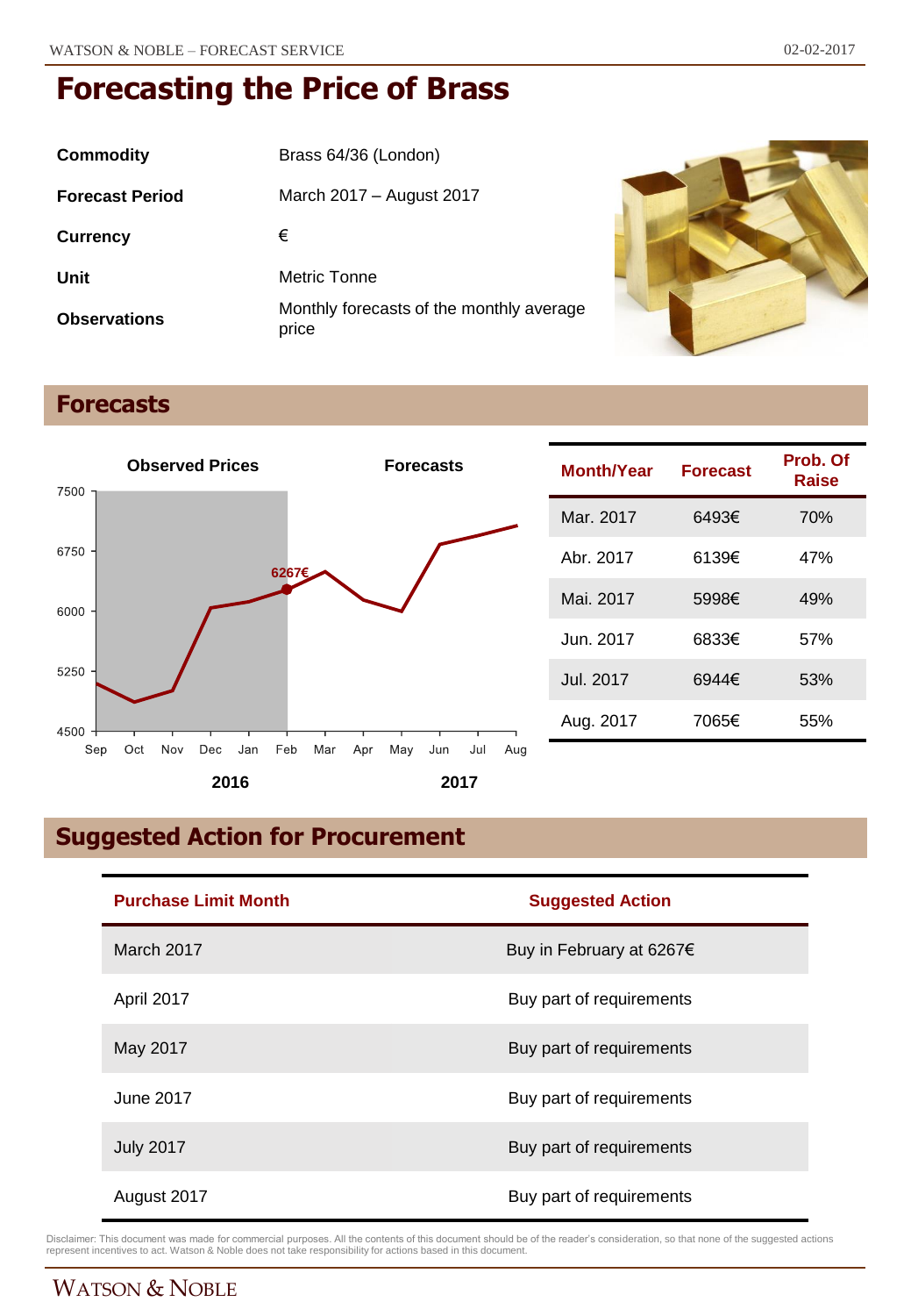# Forecasting the Price of Brass

| | |
|---|---|
| **Commodity** | Brass 64/36 (London) |
| **Forecast Period** | March 2017 – August 2017 |
| **Currency** | € |
| **Unit** | Metric Tonne |
| **Observations** | Monthly forecasts of the monthly average price |

## Forecasts

| Month/Year | Forecast | Prob. Of Raise |
|---|---|---|
| Mar. 2017 | 6493€ | 70% |
| Abr. 2017 | 6139€ | 47% |
| Mai. 2017 | 5998€ | 49% |
| Jun. 2017 | 6833€ | 57% |
| Jul. 2017 | 6944€ | 53% |
| Aug. 2017 | 7065€ | 55% |

## Suggested Action for Procurement

| Purchase Limit Month | Suggested Action |
|---|---|
| March 2017 | Buy in February at 6267€ |
| April 2017 | Buy part of requirements |
| May 2017 | Buy part of requirements |
| June 2017 | Buy part of requirements |
| July 2017 | Buy part of requirements |
| August 2017 | Buy part of requirements |

Disclaimer: This document was made for commercial purposes. All the contents of this document should be of the reader's consideration, so that none of the suggested actions represent incentives to act. Watson & Noble does not take responsibility for actions based in this document.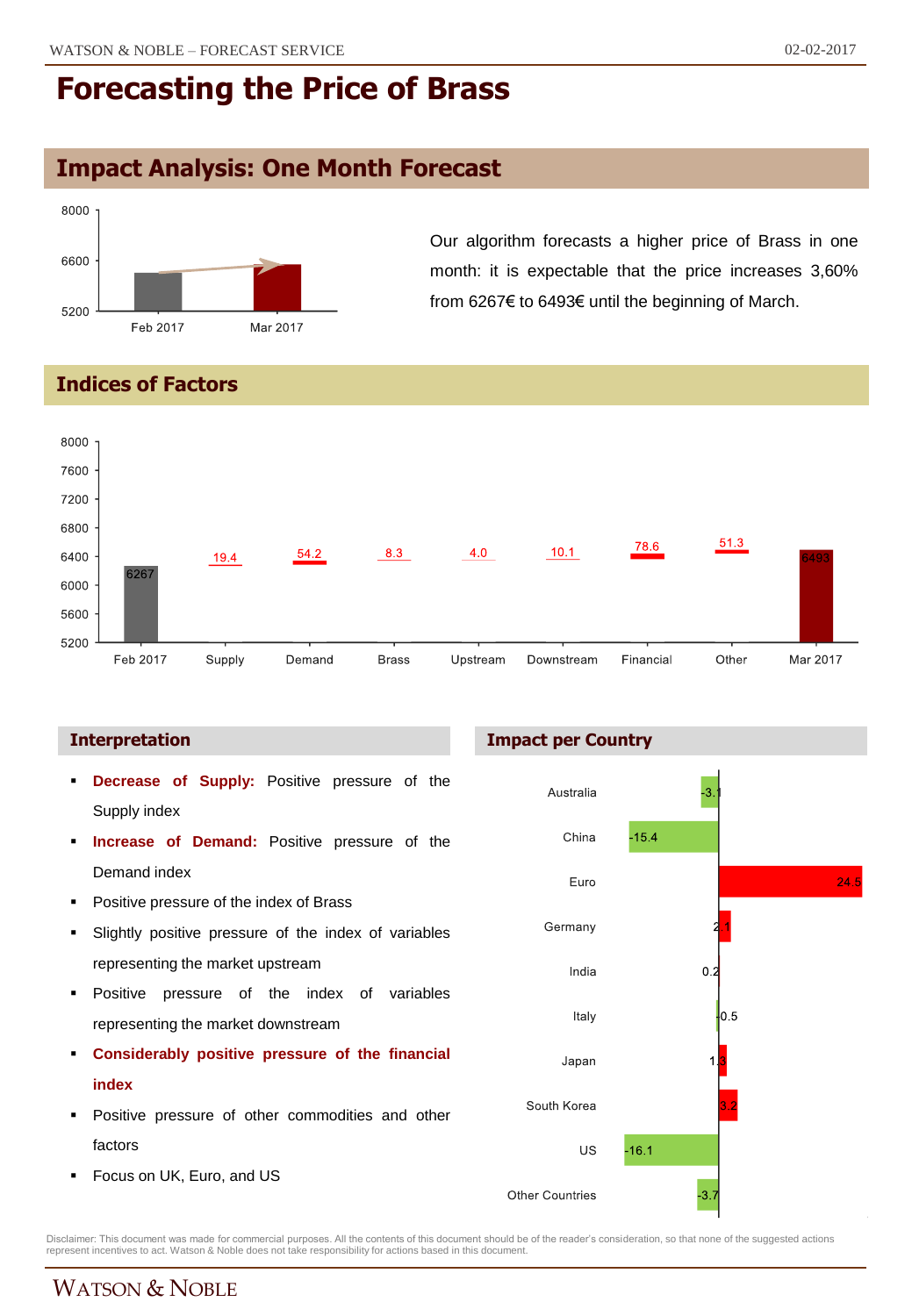# Forecasting the Price of Brass

## Impact Analysis: One Month Forecast

Our algorithm forecasts a higher price of Brass in one month: it is expectable that the price increases 3,60% from 6267€ to 6493€ until the beginning of March.

## Indices of Factors

| | Feb 2017 | Supply | Demand | Brass | Upstream | Downstream | Financial | Other | Mar 2017 |
|---|---|---|---|---|---|---|---|---|---|
| Value | 6267 | 19.4 | 54.2 | 8.3 | 4.0 | 10.1 | 78.6 | 51.3 | 6493 |

### Interpretation

- **Decrease of Supply:** Positive pressure of the Supply index
- **Increase of Demand:** Positive pressure of the Demand index
- Positive pressure of the index of Brass
- Slightly positive pressure of the index of variables representing the market upstream
- Positive pressure of the index of variables representing the market downstream
- **Considerably positive pressure of the financial index**
- Positive pressure of other commodities and other factors
- Focus on UK, Euro, and US

### Impact per Country

| Country | Impact |
|---|---|
| Australia | -3.1 |
| China | -15.4 |
| Euro | 24.5 |
| Germany | 2.1 |
| India | 0.2 |
| Italy | -0.5 |
| Japan | 1.3 |
| South Korea | 3.2 |
| US | -16.1 |
| Other Countries | -3.7 |

Disclaimer: This document was made for commercial purposes. All the contents of this document should be of the reader's consideration, so that none of the suggested actions represent incentives to act. Watson & Noble does not take responsibility for actions based in this document.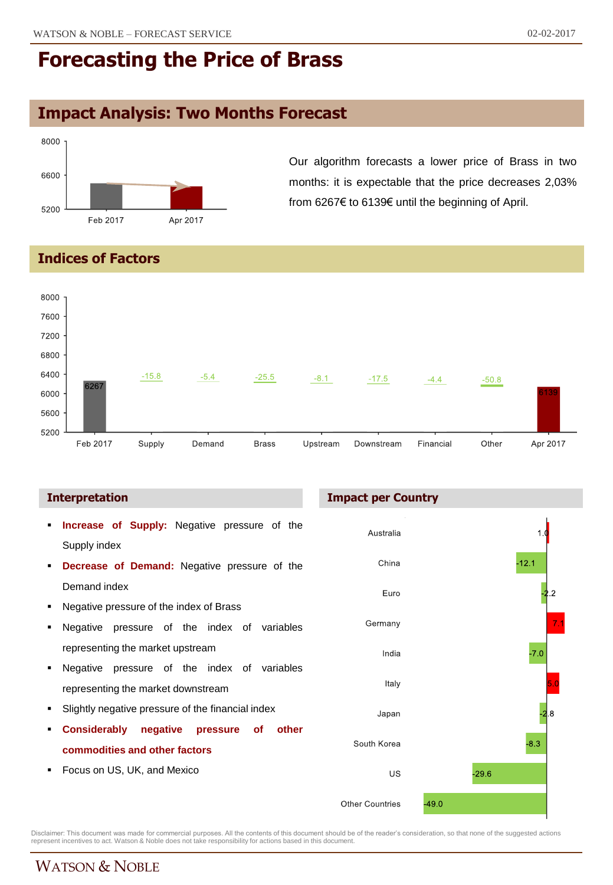# Forecasting the Price of Brass

## Impact Analysis: Two Months Forecast

Our algorithm forecasts a lower price of Brass in two months: it is expectable that the price decreases 2,03% from 6267€ to 6139€ until the beginning of April.

## Indices of Factors

| Feb 2017 | Supply | Demand | Brass | Upstream | Downstream | Financial | Other | Apr 2017 |
|---|---|---|---|---|---|---|---|---|
| 6267 | -15.8 | -5.4 | -25.5 | -8.1 | -17.5 | -4.4 | -50.8 | 6139 |

### Interpretation

- **Increase of Supply:** Negative pressure of the Supply index
- **Decrease of Demand:** Negative pressure of the Demand index
- Negative pressure of the index of Brass
- Negative pressure of the index of variables representing the market upstream
- Negative pressure of the index of variables representing the market downstream
- Slightly negative pressure of the financial index
- **Considerably negative pressure of other commodities and other factors**
- Focus on US, UK, and Mexico

### Impact per Country

| Country | Impact |
|---|---|
| Australia | 1.0 |
| China | -12.1 |
| Euro | -2.2 |
| Germany | 7.1 |
| India | -7.0 |
| Italy | 5.0 |
| Japan | -2.8 |
| South Korea | -8.3 |
| US | -29.6 |
| Other Countries | -49.0 |

Disclaimer: This document was made for commercial purposes. All the contents of this document should be of the reader's consideration, so that none of the suggested actions represent incentives to act. Watson & Noble does not take responsibility for actions based in this document.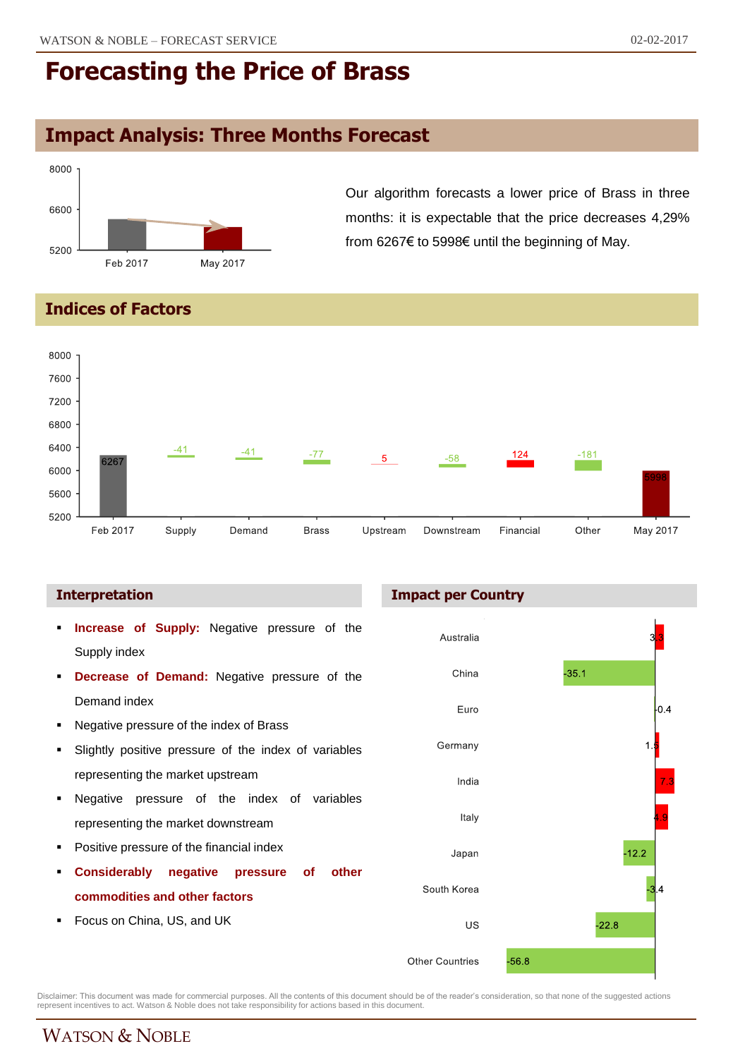# Forecasting the Price of Brass

## Impact Analysis: Three Months Forecast

Our algorithm forecasts a lower price of Brass in three months: it is expectable that the price decreases 4,29% from 6267€ to 5998€ until the beginning of May.

## Indices of Factors

| Feb 2017 | Supply | Demand | Brass | Upstream | Downstream | Financial | Other | May 2017 |
|---|---|---|---|---|---|---|---|---|
| 6267 | -41 | -41 | -77 | 5 | -58 | 124 | -181 | 5998 |

### Interpretation

- **Increase of Supply:** Negative pressure of the Supply index
- **Decrease of Demand:** Negative pressure of the Demand index
- Negative pressure of the index of Brass
- Slightly positive pressure of the index of variables representing the market upstream
- Negative pressure of the index of variables representing the market downstream
- Positive pressure of the financial index
- **Considerably negative pressure of other commodities and other factors**
- Focus on China, US, and UK

### Impact per Country

| Country | Impact |
|---|---|
| Australia | 3.3 |
| China | -35.1 |
| Euro | -0.4 |
| Germany | 1.5 |
| India | 7.3 |
| Italy | 4.9 |
| Japan | -12.2 |
| South Korea | -3.4 |
| US | -22.8 |
| Other Countries | -56.8 |

Disclaimer: This document was made for commercial purposes. All the contents of this document should be of the reader's consideration, so that none of the suggested actions represent incentives to act. Watson & Noble does not take responsibility for actions based in this document.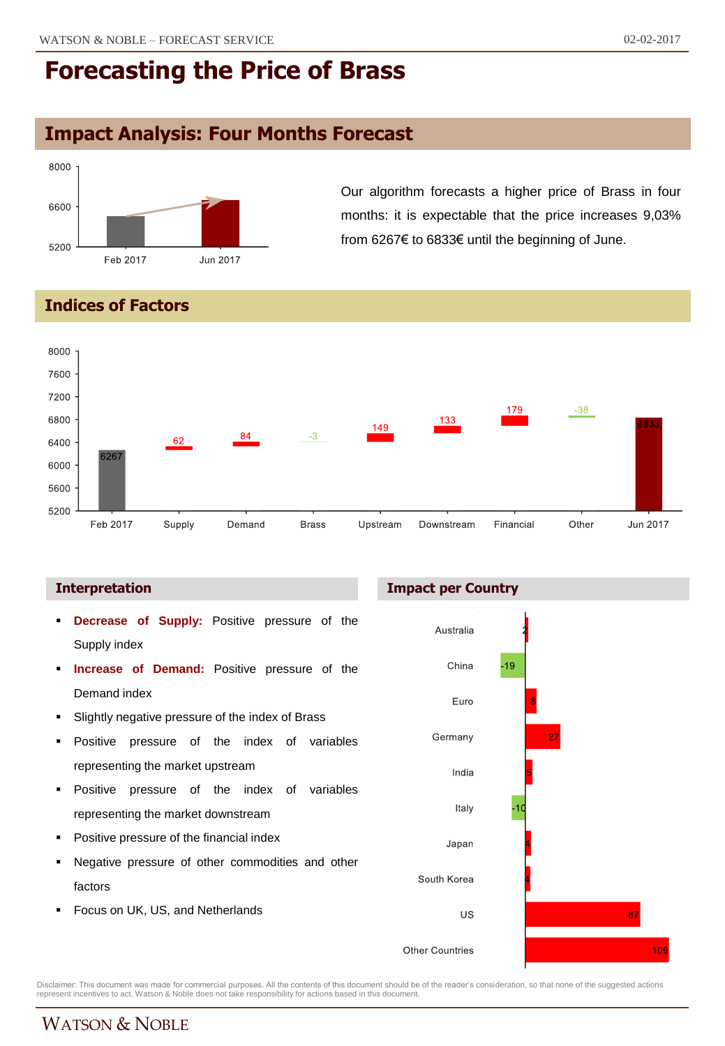# Forecasting the Price of Brass

## Impact Analysis: Four Months Forecast

Our algorithm forecasts a higher price of Brass in four months: it is expectable that the price increases 9,03% from 6267€ to 6833€ until the beginning of June.

## Indices of Factors

| | Feb 2017 | Supply | Demand | Brass | Upstream | Downstream | Financial | Other | Jun 2017 |
|---|---|---|---|---|---|---|---|---|---|
| Value | 6267 | 62 | 84 | -3 | 149 | 133 | 179 | -38 | 6833 |

### Interpretation

- **Decrease of Supply:** Positive pressure of the Supply index
- **Increase of Demand:** Positive pressure of the Demand index
- Slightly negative pressure of the index of Brass
- Positive pressure of the index of variables representing the market upstream
- Positive pressure of the index of variables representing the market downstream
- Positive pressure of the financial index
- Negative pressure of other commodities and other factors
- Focus on UK, US, and Netherlands

### Impact per Country

| Country | Impact |
|---|---|
| Australia | 2 |
| China | -19 |
| Euro | 8 |
| Germany | 27 |
| India | 5 |
| Italy | -10 |
| Japan | 4 |
| South Korea | 4 |
| US | 87 |
| Other Countries | 109 |

Disclaimer: This document was made for commercial purposes. All the contents of this document should be of the reader's consideration, so that none of the suggested actions represent incentives to act. Watson & Noble does not take responsibility for actions based in this document.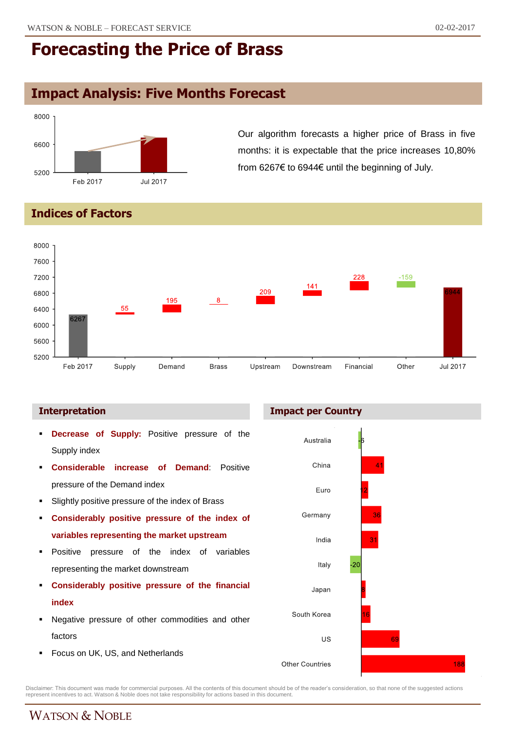# Forecasting the Price of Brass

## Impact Analysis: Five Months Forecast

Our algorithm forecasts a higher price of Brass in five months: it is expectable that the price increases 10,80% from 6267€ to 6944€ until the beginning of July.

## Indices of Factors

| | Feb 2017 | Supply | Demand | Brass | Upstream | Downstream | Financial | Other | Jul 2017 |
|---|---|---|---|---|---|---|---|---|---|
| Value | 6267 | 55 | 195 | 8 | 209 | 141 | 228 | -159 | 6944 |

### Interpretation

- **Decrease of Supply:** Positive pressure of the Supply index
- **Considerable increase of Demand**: Positive pressure of the Demand index
- Slightly positive pressure of the index of Brass
- **Considerably positive pressure of the index of variables representing the market upstream**
- Positive pressure of the index of variables representing the market downstream
- **Considerably positive pressure of the financial index**
- Negative pressure of other commodities and other factors
- Focus on UK, US, and Netherlands

### Impact per Country

| Country | Impact |
|---|---|
| Australia | -6 |
| China | 41 |
| Euro | 12 |
| Germany | 36 |
| India | 31 |
| Italy | -20 |
| Japan | 8 |
| South Korea | 16 |
| US | 69 |
| Other Countries | 188 |

Disclaimer: This document was made for commercial purposes. All the contents of this document should be of the reader's consideration, so that none of the suggested actions represent incentives to act. Watson & Noble does not take responsibility for actions based in this document.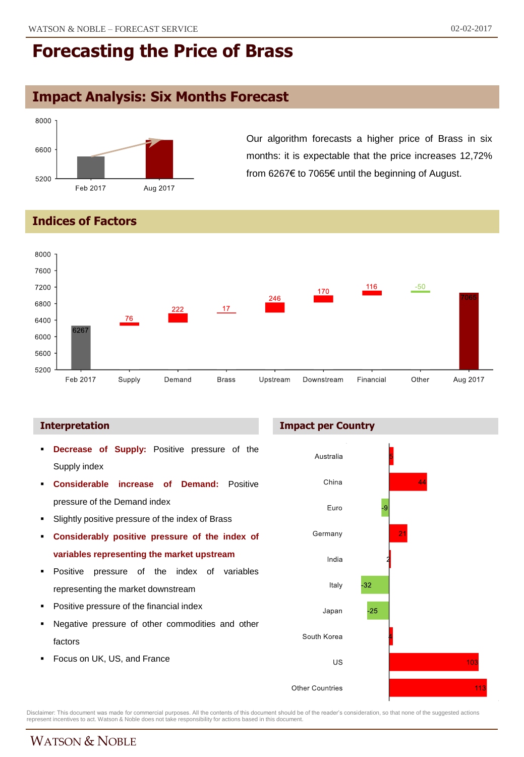# Forecasting the Price of Brass

## Impact Analysis: Six Months Forecast

Our algorithm forecasts a higher price of Brass in six months: it is expectable that the price increases 12,72% from 6267€ to 7065€ until the beginning of August.

## Indices of Factors

| Feb 2017 | Supply | Demand | Brass | Upstream | Downstream | Financial | Other | Aug 2017 |
|---|---|---|---|---|---|---|---|---|
| 6267 | 76 | 222 | 17 | 246 | 170 | 116 | -50 | 7065 |

### Interpretation

- **Decrease of Supply:** Positive pressure of the Supply index
- **Considerable increase of Demand:** Positive pressure of the Demand index
- Slightly positive pressure of the index of Brass
- **Considerably positive pressure of the index of variables representing the market upstream**
- Positive pressure of the index of variables representing the market downstream
- Positive pressure of the financial index
- Negative pressure of other commodities and other factors
- Focus on UK, US, and France

### Impact per Country

| Country | Impact |
|---|---|
| Australia | 5 |
| China | 44 |
| Euro | -9 |
| Germany | 21 |
| India | 2 |
| Italy | -32 |
| Japan | -25 |
| South Korea | 4 |
| US | 103 |
| Other Countries | 113 |

Disclaimer: This document was made for commercial purposes. All the contents of this document should be of the reader's consideration, so that none of the suggested actions represent incentives to act. Watson & Noble does not take responsibility for actions based in this document.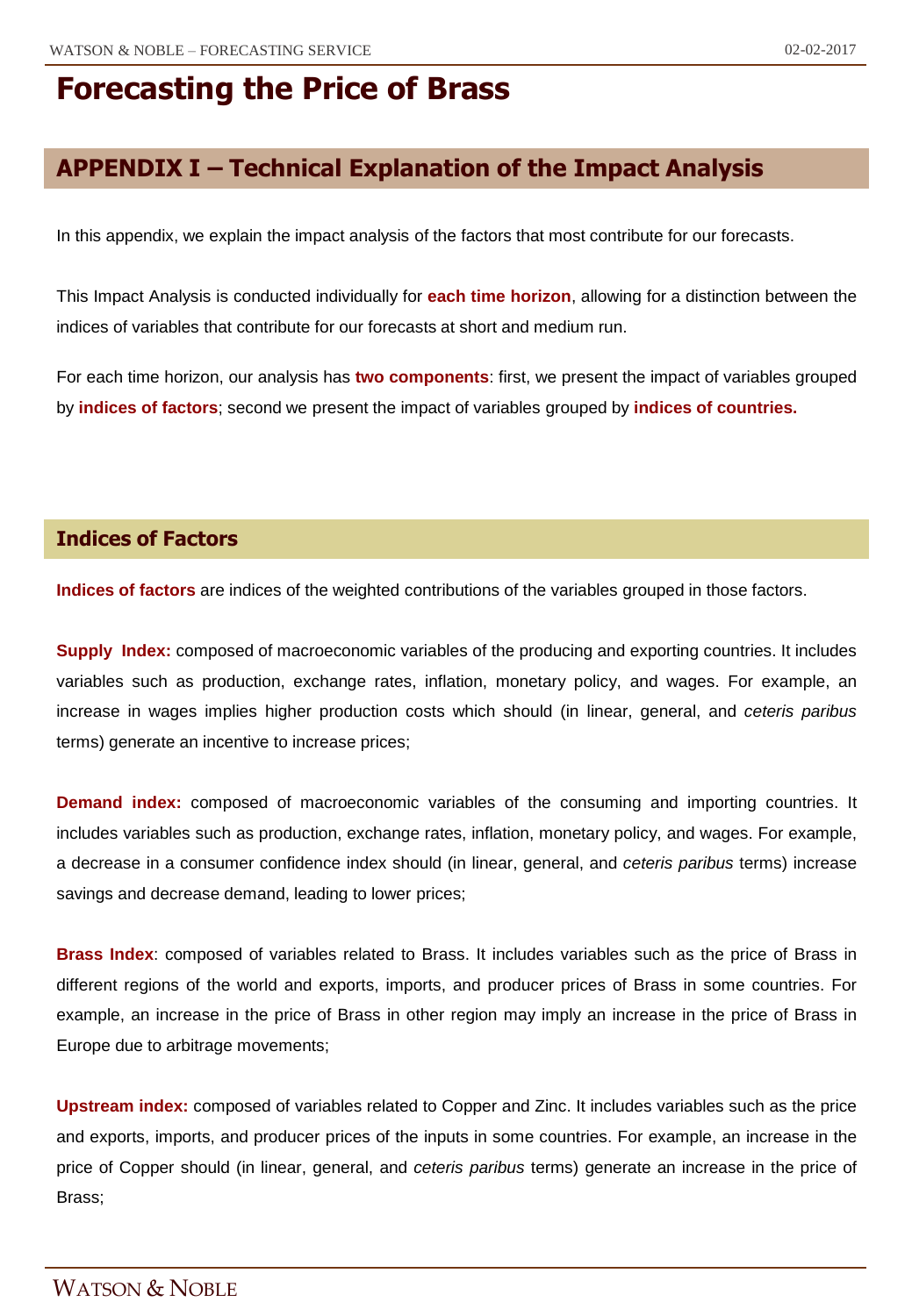# Forecasting the Price of Brass

## APPENDIX I – Technical Explanation of the Impact Analysis

In this appendix, we explain the impact analysis of the factors that most contribute for our forecasts.

This Impact Analysis is conducted individually for **each time horizon**, allowing for a distinction between the indices of variables that contribute for our forecasts at short and medium run.

For each time horizon, our analysis has **two components**: first, we present the impact of variables grouped by **indices of factors**; second we present the impact of variables grouped by **indices of countries.**

### Indices of Factors

**Indices of factors** are indices of the weighted contributions of the variables grouped in those factors.

**Supply Index:** composed of macroeconomic variables of the producing and exporting countries. It includes variables such as production, exchange rates, inflation, monetary policy, and wages. For example, an increase in wages implies higher production costs which should (in linear, general, and *ceteris paribus* terms) generate an incentive to increase prices;

**Demand index:** composed of macroeconomic variables of the consuming and importing countries. It includes variables such as production, exchange rates, inflation, monetary policy, and wages. For example, a decrease in a consumer confidence index should (in linear, general, and *ceteris paribus* terms) increase savings and decrease demand, leading to lower prices;

**Brass Index**: composed of variables related to Brass. It includes variables such as the price of Brass in different regions of the world and exports, imports, and producer prices of Brass in some countries. For example, an increase in the price of Brass in other region may imply an increase in the price of Brass in Europe due to arbitrage movements;

**Upstream index:** composed of variables related to Copper and Zinc. It includes variables such as the price and exports, imports, and producer prices of the inputs in some countries. For example, an increase in the price of Copper should (in linear, general, and *ceteris paribus* terms) generate an increase in the price of Brass;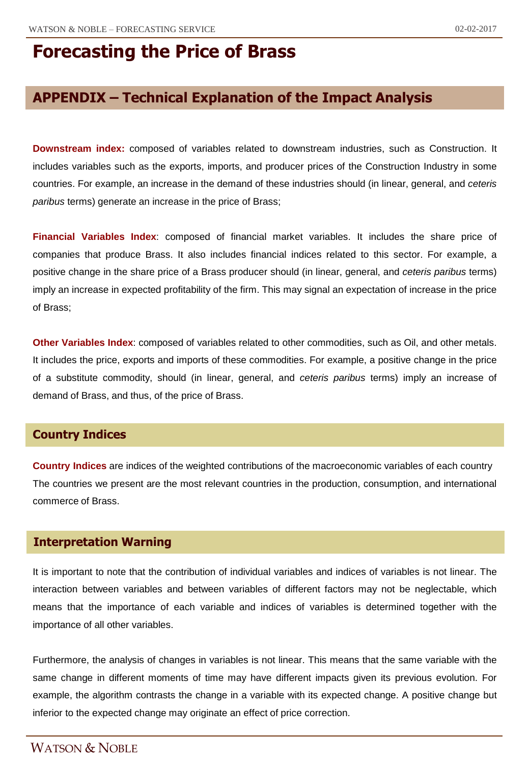# Forecasting the Price of Brass

## APPENDIX – Technical Explanation of the Impact Analysis

**Downstream index:** composed of variables related to downstream industries, such as Construction. It includes variables such as the exports, imports, and producer prices of the Construction Industry in some countries. For example, an increase in the demand of these industries should (in linear, general, and *ceteris paribus* terms) generate an increase in the price of Brass;

**Financial Variables Index**: composed of financial market variables. It includes the share price of companies that produce Brass. It also includes financial indices related to this sector. For example, a positive change in the share price of a Brass producer should (in linear, general, and *ceteris paribus* terms) imply an increase in expected profitability of the firm. This may signal an expectation of increase in the price of Brass;

**Other Variables Index**: composed of variables related to other commodities, such as Oil, and other metals. It includes the price, exports and imports of these commodities. For example, a positive change in the price of a substitute commodity, should (in linear, general, and *ceteris paribus* terms) imply an increase of demand of Brass, and thus, of the price of Brass.

## Country Indices

**Country Indices** are indices of the weighted contributions of the macroeconomic variables of each country The countries we present are the most relevant countries in the production, consumption, and international commerce of Brass.

## Interpretation Warning

It is important to note that the contribution of individual variables and indices of variables is not linear. The interaction between variables and between variables of different factors may not be neglectable, which means that the importance of each variable and indices of variables is determined together with the importance of all other variables.

Furthermore, the analysis of changes in variables is not linear. This means that the same variable with the same change in different moments of time may have different impacts given its previous evolution. For example, the algorithm contrasts the change in a variable with its expected change. A positive change but inferior to the expected change may originate an effect of price correction.